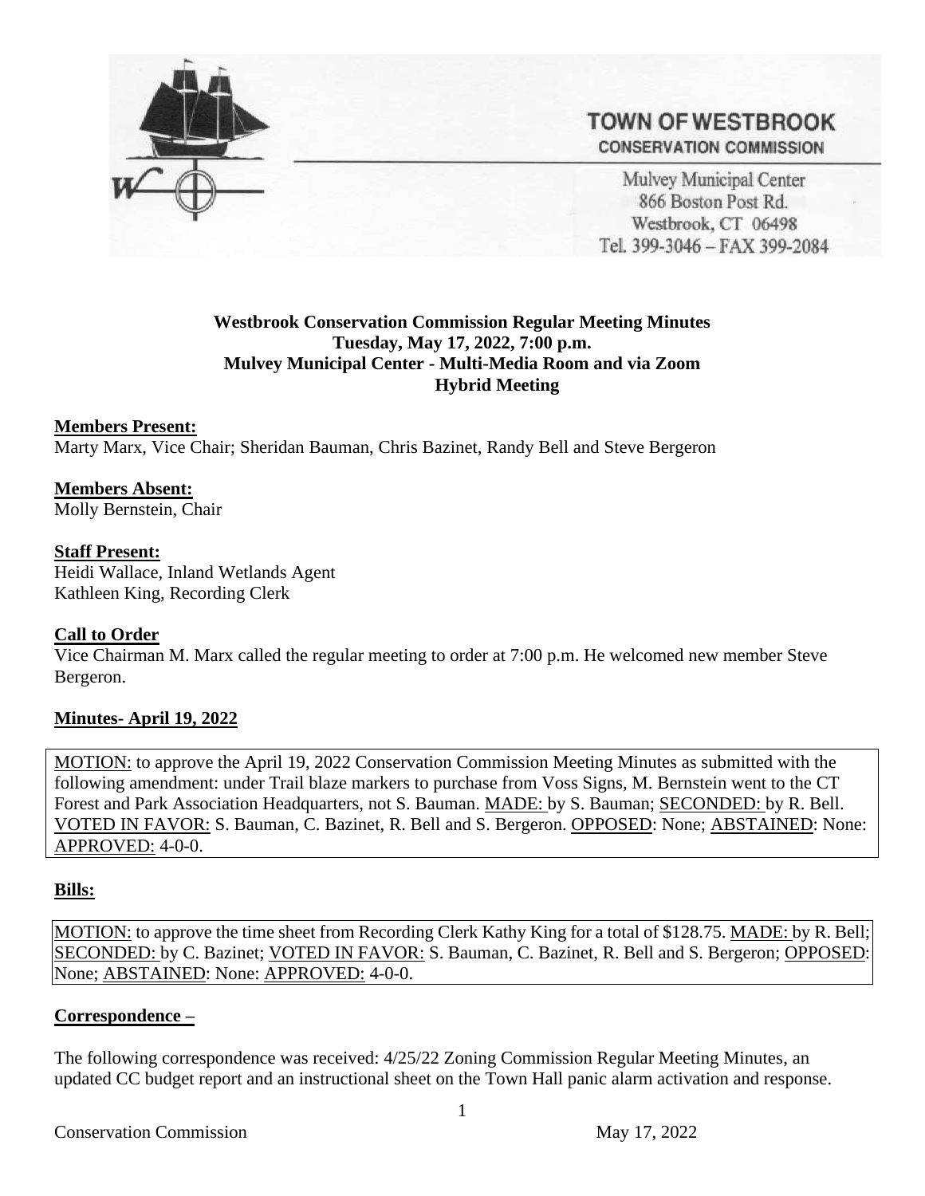# TOWN OF WESTBROOK

CONSERVATION COMMISSION

Mulvey Municipal Center
866 Boston Post Rd.
Westbrook, CT 06498
Tel. 399-3046 – FAX 399-2084

**Westbrook Conservation Commission Regular Meeting Minutes**
**Tuesday, May 17, 2022, 7:00 p.m.**
**Mulvey Municipal Center - Multi-Media Room and via Zoom**
**Hybrid Meeting**

**Members Present:**
Marty Marx, Vice Chair; Sheridan Bauman, Chris Bazinet, Randy Bell and Steve Bergeron

**Members Absent:**
Molly Bernstein, Chair

**Staff Present:**
Heidi Wallace, Inland Wetlands Agent
Kathleen King, Recording Clerk

**Call to Order**
Vice Chairman M. Marx called the regular meeting to order at 7:00 p.m. He welcomed new member Steve Bergeron.

**Minutes- April 19, 2022**

MOTION: to approve the April 19, 2022 Conservation Commission Meeting Minutes as submitted with the following amendment: under Trail blaze markers to purchase from Voss Signs, M. Bernstein went to the CT Forest and Park Association Headquarters, not S. Bauman. MADE: by S. Bauman; SECONDED: by R. Bell. VOTED IN FAVOR: S. Bauman, C. Bazinet, R. Bell and S. Bergeron. OPPOSED: None; ABSTAINED: None: APPROVED: 4-0-0.

**Bills:**

MOTION: to approve the time sheet from Recording Clerk Kathy King for a total of $128.75. MADE: by R. Bell; SECONDED: by C. Bazinet; VOTED IN FAVOR: S. Bauman, C. Bazinet, R. Bell and S. Bergeron; OPPOSED: None; ABSTAINED: None: APPROVED: 4-0-0.

**Correspondence –**

The following correspondence was received: 4/25/22 Zoning Commission Regular Meeting Minutes, an updated CC budget report and an instructional sheet on the Town Hall panic alarm activation and response.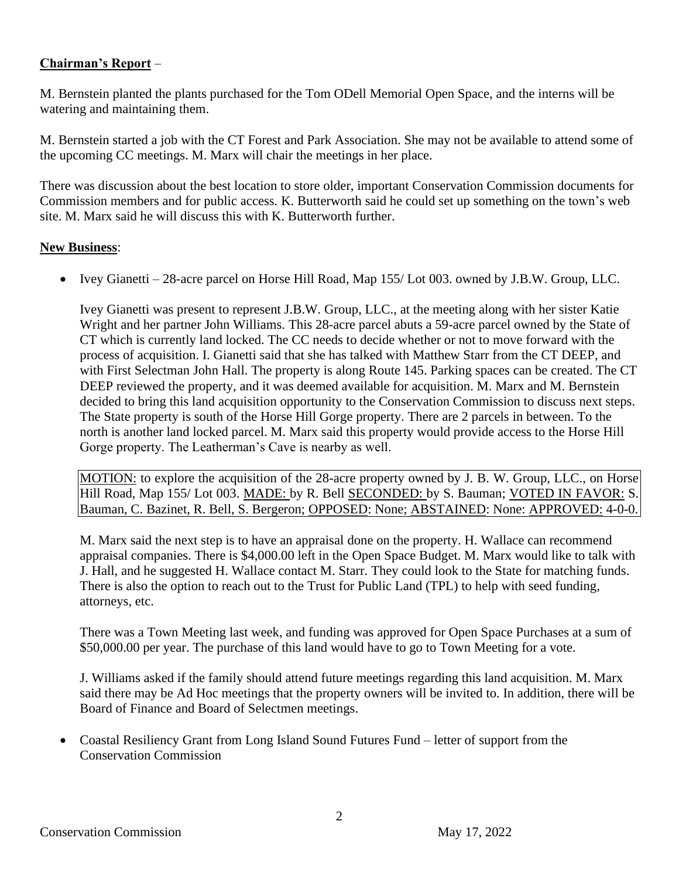**<u>Chairman's Report</u>** –

M. Bernstein planted the plants purchased for the Tom ODell Memorial Open Space, and the interns will be watering and maintaining them.

M. Bernstein started a job with the CT Forest and Park Association. She may not be available to attend some of the upcoming CC meetings. M. Marx will chair the meetings in her place.

There was discussion about the best location to store older, important Conservation Commission documents for Commission members and for public access. K. Butterworth said he could set up something on the town's web site. M. Marx said he will discuss this with K. Butterworth further.

**<u>New Business</u>**:

- Ivey Gianetti – 28-acre parcel on Horse Hill Road, Map 155/ Lot 003. owned by J.B.W. Group, LLC.

  Ivey Gianetti was present to represent J.B.W. Group, LLC., at the meeting along with her sister Katie Wright and her partner John Williams. This 28-acre parcel abuts a 59-acre parcel owned by the State of CT which is currently land locked. The CC needs to decide whether or not to move forward with the process of acquisition. I. Gianetti said that she has talked with Matthew Starr from the CT DEEP, and with First Selectman John Hall. The property is along Route 145. Parking spaces can be created. The CT DEEP reviewed the property, and it was deemed available for acquisition. M. Marx and M. Bernstein decided to bring this land acquisition opportunity to the Conservation Commission to discuss next steps. The State property is south of the Horse Hill Gorge property. There are 2 parcels in between. To the north is another land locked parcel. M. Marx said this property would provide access to the Horse Hill Gorge property. The Leatherman's Cave is nearby as well.

  <u>MOTION:</u> to explore the acquisition of the 28-acre property owned by J. B. W. Group, LLC., on Horse Hill Road, Map 155/ Lot 003. <u>MADE:</u> by R. Bell <u>SECONDED:</u> by S. Bauman; <u>VOTED IN FAVOR:</u> S. Bauman, C. Bazinet, R. Bell, S. Bergeron; <u>OPPOSED</u>: None; <u>ABSTAINED</u>: None: <u>APPROVED:</u> 4-0-0.

  M. Marx said the next step is to have an appraisal done on the property. H. Wallace can recommend appraisal companies. There is $4,000.00 left in the Open Space Budget. M. Marx would like to talk with J. Hall, and he suggested H. Wallace contact M. Starr. They could look to the State for matching funds. There is also the option to reach out to the Trust for Public Land (TPL) to help with seed funding, attorneys, etc.

  There was a Town Meeting last week, and funding was approved for Open Space Purchases at a sum of $50,000.00 per year. The purchase of this land would have to go to Town Meeting for a vote.

  J. Williams asked if the family should attend future meetings regarding this land acquisition. M. Marx said there may be Ad Hoc meetings that the property owners will be invited to. In addition, there will be Board of Finance and Board of Selectmen meetings.

- Coastal Resiliency Grant from Long Island Sound Futures Fund – letter of support from the Conservation Commission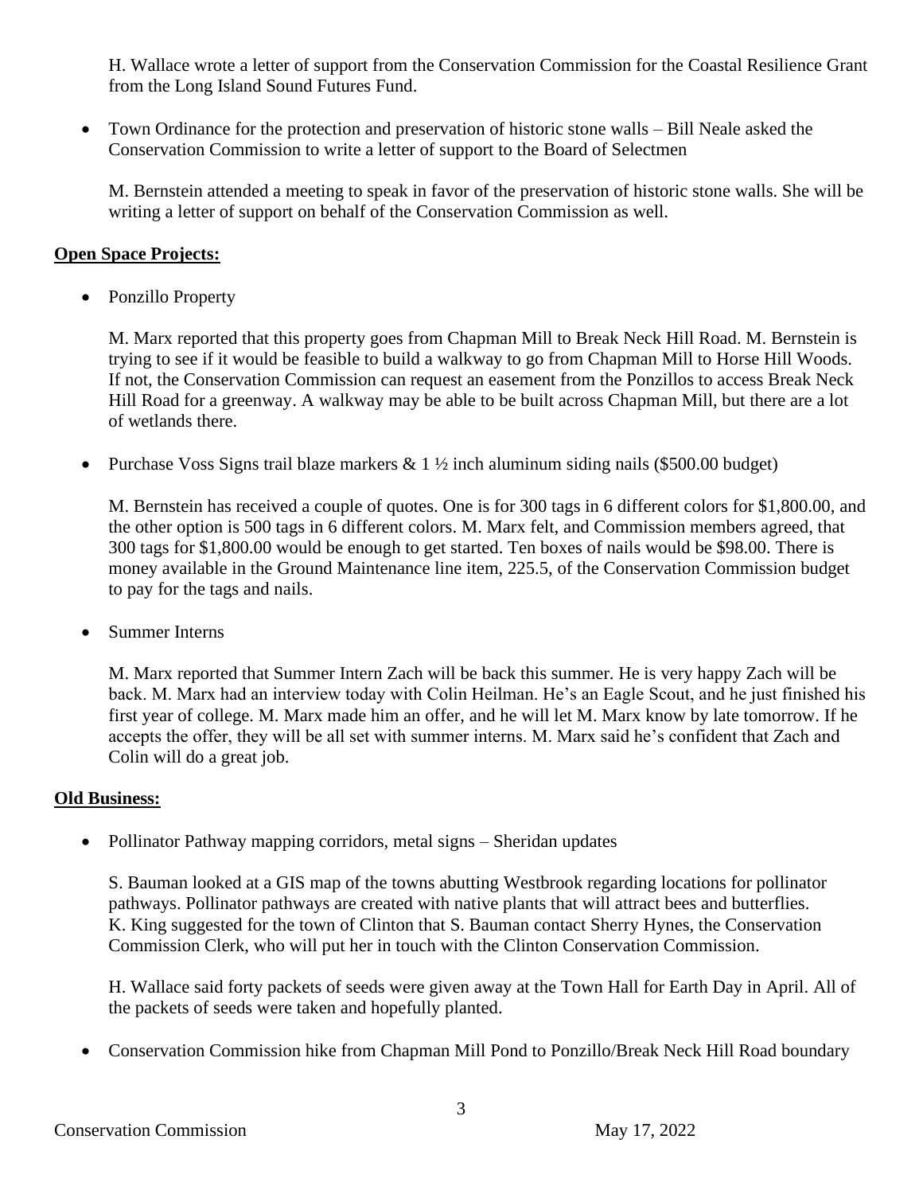H. Wallace wrote a letter of support from the Conservation Commission for the Coastal Resilience Grant from the Long Island Sound Futures Fund.

- Town Ordinance for the protection and preservation of historic stone walls – Bill Neale asked the Conservation Commission to write a letter of support to the Board of Selectmen

  M. Bernstein attended a meeting to speak in favor of the preservation of historic stone walls. She will be writing a letter of support on behalf of the Conservation Commission as well.

**Open Space Projects:**

- Ponzillo Property

  M. Marx reported that this property goes from Chapman Mill to Break Neck Hill Road. M. Bernstein is trying to see if it would be feasible to build a walkway to go from Chapman Mill to Horse Hill Woods. If not, the Conservation Commission can request an easement from the Ponzillos to access Break Neck Hill Road for a greenway. A walkway may be able to be built across Chapman Mill, but there are a lot of wetlands there.

- Purchase Voss Signs trail blaze markers & 1 ½ inch aluminum siding nails ($500.00 budget)

  M. Bernstein has received a couple of quotes. One is for 300 tags in 6 different colors for $1,800.00, and the other option is 500 tags in 6 different colors. M. Marx felt, and Commission members agreed, that 300 tags for $1,800.00 would be enough to get started. Ten boxes of nails would be $98.00. There is money available in the Ground Maintenance line item, 225.5, of the Conservation Commission budget to pay for the tags and nails.

- Summer Interns

  M. Marx reported that Summer Intern Zach will be back this summer. He is very happy Zach will be back. M. Marx had an interview today with Colin Heilman. He's an Eagle Scout, and he just finished his first year of college. M. Marx made him an offer, and he will let M. Marx know by late tomorrow. If he accepts the offer, they will be all set with summer interns. M. Marx said he's confident that Zach and Colin will do a great job.

**Old Business:**

- Pollinator Pathway mapping corridors, metal signs – Sheridan updates

  S. Bauman looked at a GIS map of the towns abutting Westbrook regarding locations for pollinator pathways. Pollinator pathways are created with native plants that will attract bees and butterflies. K. King suggested for the town of Clinton that S. Bauman contact Sherry Hynes, the Conservation Commission Clerk, who will put her in touch with the Clinton Conservation Commission.

  H. Wallace said forty packets of seeds were given away at the Town Hall for Earth Day in April. All of the packets of seeds were taken and hopefully planted.

- Conservation Commission hike from Chapman Mill Pond to Ponzillo/Break Neck Hill Road boundary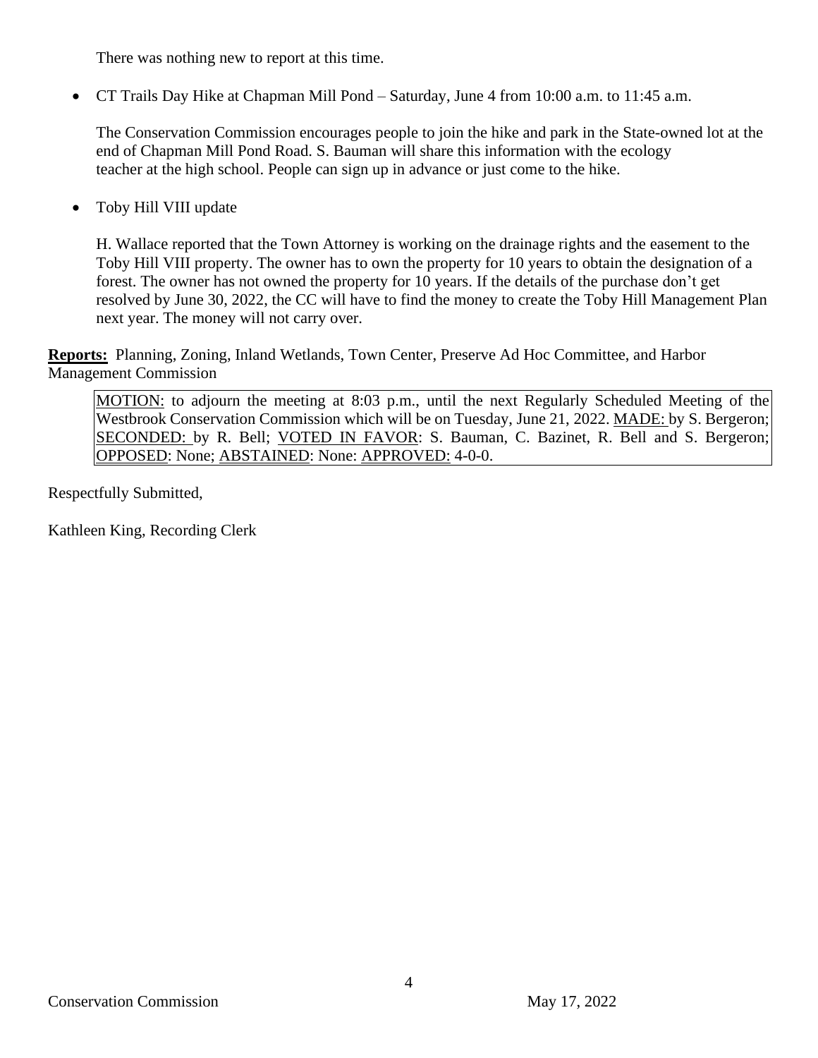There was nothing new to report at this time.

- CT Trails Day Hike at Chapman Mill Pond – Saturday, June 4 from 10:00 a.m. to 11:45 a.m.

  The Conservation Commission encourages people to join the hike and park in the State-owned lot at the end of Chapman Mill Pond Road. S. Bauman will share this information with the ecology teacher at the high school. People can sign up in advance or just come to the hike.

- Toby Hill VIII update

  H. Wallace reported that the Town Attorney is working on the drainage rights and the easement to the Toby Hill VIII property. The owner has to own the property for 10 years to obtain the designation of a forest. The owner has not owned the property for 10 years. If the details of the purchase don't get resolved by June 30, 2022, the CC will have to find the money to create the Toby Hill Management Plan next year. The money will not carry over.

**Reports:** Planning, Zoning, Inland Wetlands, Town Center, Preserve Ad Hoc Committee, and Harbor Management Commission

> MOTION: to adjourn the meeting at 8:03 p.m., until the next Regularly Scheduled Meeting of the Westbrook Conservation Commission which will be on Tuesday, June 21, 2022. MADE: by S. Bergeron; SECONDED: by R. Bell; VOTED IN FAVOR: S. Bauman, C. Bazinet, R. Bell and S. Bergeron; OPPOSED: None; ABSTAINED: None: APPROVED: 4-0-0.

Respectfully Submitted,

Kathleen King, Recording Clerk